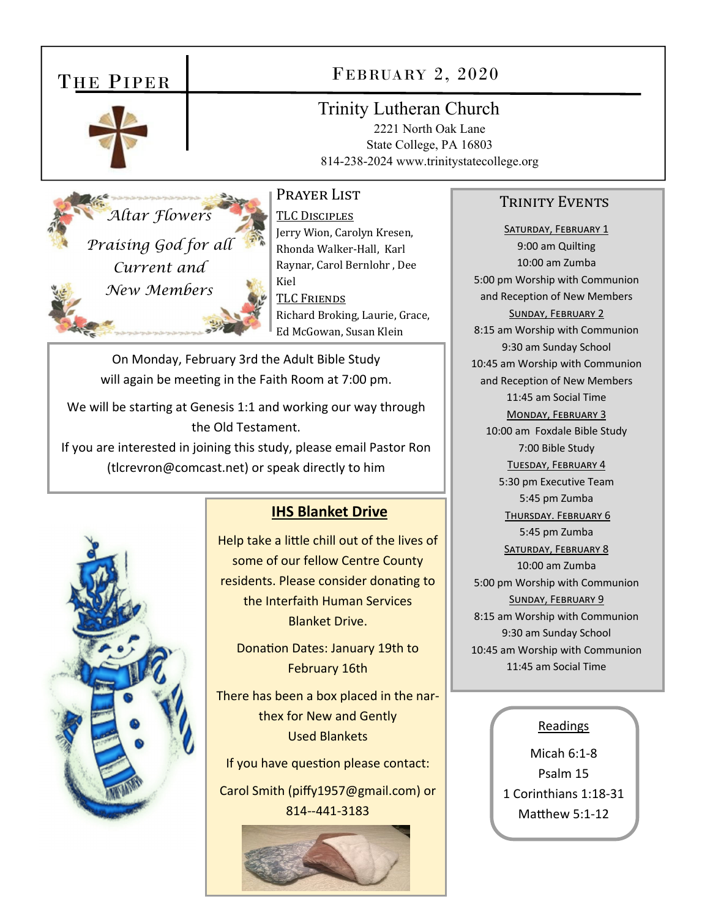# The Piper

## February 2, 2020

**Trinity Lutheran Church**
2221 North Oak Lane
State College, PA 16803
814-238-2024 www.trinitystatecollege.org

*Altar Flowers*

*Praising God for all Current and New Members*

## Prayer List

**TLC Disciples**
Jerry Wion, Carolyn Kresen, Rhonda Walker-Hall, Karl Raynar, Carol Bernlohr , Dee Kiel

**TLC Friends**
Richard Broking, Laurie, Grace, Ed McGowan, Susan Klein

On Monday, February 3rd the Adult Bible Study will again be meeting in the Faith Room at 7:00 pm.

We will be starting at Genesis 1:1 and working our way through the Old Testament.
If you are interested in joining this study, please email Pastor Ron (tlcrevron@comcast.net) or speak directly to him

## IHS Blanket Drive

Help take a little chill out of the lives of some of our fellow Centre County residents. Please consider donating to the Interfaith Human Services Blanket Drive.

Donation Dates: January 19th to February 16th

There has been a box placed in the narthex for New and Gently Used Blankets

If you have question please contact:

Carol Smith (piffy1957@gmail.com) or 814--441-3183

## Trinity Events

**Saturday, February 1**
9:00 am Quilting
10:00 am Zumba
5:00 pm Worship with Communion and Reception of New Members

**Sunday, February 2**
8:15 am Worship with Communion
9:30 am Sunday School
10:45 am Worship with Communion and Reception of New Members
11:45 am Social Time

**Monday, February 3**
10:00 am Foxdale Bible Study
7:00 Bible Study

**Tuesday, February 4**
5:30 pm Executive Team
5:45 pm Zumba

**Thursday. February 6**
5:45 pm Zumba

**Saturday, February 8**
10:00 am Zumba
5:00 pm Worship with Communion

**Sunday, February 9**
8:15 am Worship with Communion
9:30 am Sunday School
10:45 am Worship with Communion
11:45 am Social Time

## Readings

Micah 6:1-8
Psalm 15
1 Corinthians 1:18-31
Matthew 5:1-12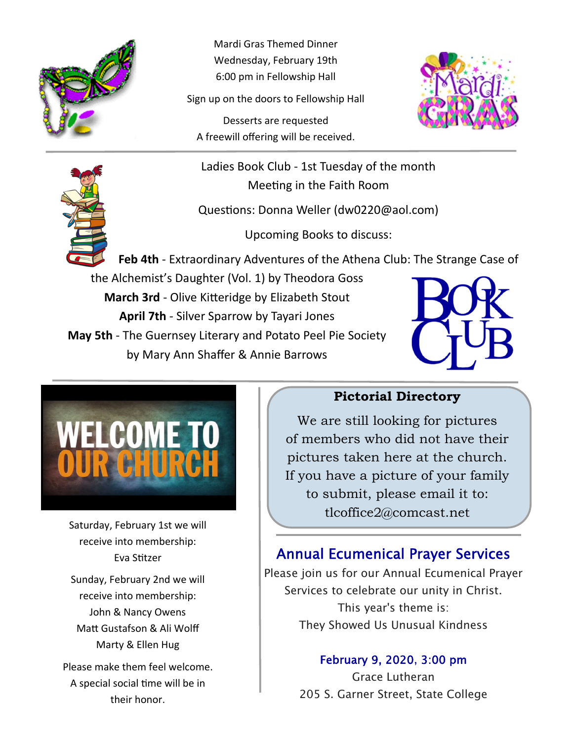Mardi Gras Themed Dinner
Wednesday, February 19th
6:00 pm in Fellowship Hall

Sign up on the doors to Fellowship Hall

Desserts are requested
A freewill offering will be received.

---

Ladies Book Club - 1st Tuesday of the month
Meeting in the Faith Room

Questions: Donna Weller (dw0220@aol.com)

Upcoming Books to discuss:

**Feb 4th** - Extraordinary Adventures of the Athena Club: The Strange Case of the Alchemist's Daughter (Vol. 1) by Theodora Goss
**March 3rd** - Olive Kitteridge by Elizabeth Stout
**April 7th** - Silver Sparrow by Tayari Jones
**May 5th** - The Guernsey Literary and Potato Peel Pie Society by Mary Ann Shaffer & Annie Barrows

---

WELCOME TO OUR CHURCH

Saturday, February 1st we will receive into membership:
Eva Stitzer

Sunday, February 2nd we will receive into membership:
John & Nancy Owens
Matt Gustafson & Ali Wolff
Marty & Ellen Hug

Please make them feel welcome. A special social time will be in their honor.

## Pictorial Directory

We are still looking for pictures of members who did not have their pictures taken here at the church. If you have a picture of your family to submit, please email it to: tlcoffice2@comcast.net

## Annual Ecumenical Prayer Services

Please join us for our Annual Ecumenical Prayer Services to celebrate our unity in Christ.
This year's theme is:
They Showed Us Unusual Kindness

February 9, 2020, 3:00 pm
Grace Lutheran
205 S. Garner Street, State College